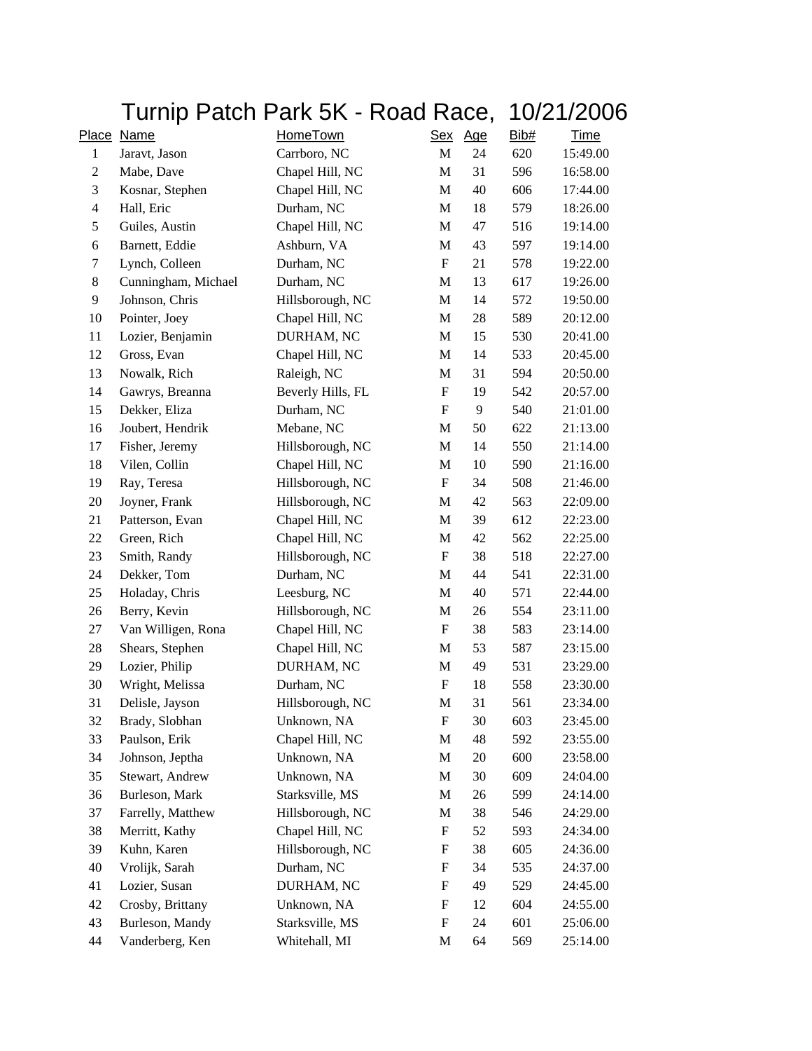# Turnip Patch Park 5K - Road Race, 10/21/2006

| Place | Name | HomeTown | Sex | Age | Bib# | Time |
|---|---|---|---|---|---|---|
| 1 | Jaravt, Jason | Carrboro, NC | M | 24 | 620 | 15:49.00 |
| 2 | Mabe, Dave | Chapel Hill, NC | M | 31 | 596 | 16:58.00 |
| 3 | Kosnar, Stephen | Chapel Hill, NC | M | 40 | 606 | 17:44.00 |
| 4 | Hall, Eric | Durham, NC | M | 18 | 579 | 18:26.00 |
| 5 | Guiles, Austin | Chapel Hill, NC | M | 47 | 516 | 19:14.00 |
| 6 | Barnett, Eddie | Ashburn, VA | M | 43 | 597 | 19:14.00 |
| 7 | Lynch, Colleen | Durham, NC | F | 21 | 578 | 19:22.00 |
| 8 | Cunningham, Michael | Durham, NC | M | 13 | 617 | 19:26.00 |
| 9 | Johnson, Chris | Hillsborough, NC | M | 14 | 572 | 19:50.00 |
| 10 | Pointer, Joey | Chapel Hill, NC | M | 28 | 589 | 20:12.00 |
| 11 | Lozier, Benjamin | DURHAM, NC | M | 15 | 530 | 20:41.00 |
| 12 | Gross, Evan | Chapel Hill, NC | M | 14 | 533 | 20:45.00 |
| 13 | Nowalk, Rich | Raleigh, NC | M | 31 | 594 | 20:50.00 |
| 14 | Gawrys, Breanna | Beverly Hills, FL | F | 19 | 542 | 20:57.00 |
| 15 | Dekker, Eliza | Durham, NC | F | 9 | 540 | 21:01.00 |
| 16 | Joubert, Hendrik | Mebane, NC | M | 50 | 622 | 21:13.00 |
| 17 | Fisher, Jeremy | Hillsborough, NC | M | 14 | 550 | 21:14.00 |
| 18 | Vilen, Collin | Chapel Hill, NC | M | 10 | 590 | 21:16.00 |
| 19 | Ray, Teresa | Hillsborough, NC | F | 34 | 508 | 21:46.00 |
| 20 | Joyner, Frank | Hillsborough, NC | M | 42 | 563 | 22:09.00 |
| 21 | Patterson, Evan | Chapel Hill, NC | M | 39 | 612 | 22:23.00 |
| 22 | Green, Rich | Chapel Hill, NC | M | 42 | 562 | 22:25.00 |
| 23 | Smith, Randy | Hillsborough, NC | F | 38 | 518 | 22:27.00 |
| 24 | Dekker, Tom | Durham, NC | M | 44 | 541 | 22:31.00 |
| 25 | Holaday, Chris | Leesburg, NC | M | 40 | 571 | 22:44.00 |
| 26 | Berry, Kevin | Hillsborough, NC | M | 26 | 554 | 23:11.00 |
| 27 | Van Willigen, Rona | Chapel Hill, NC | F | 38 | 583 | 23:14.00 |
| 28 | Shears, Stephen | Chapel Hill, NC | M | 53 | 587 | 23:15.00 |
| 29 | Lozier, Philip | DURHAM, NC | M | 49 | 531 | 23:29.00 |
| 30 | Wright, Melissa | Durham, NC | F | 18 | 558 | 23:30.00 |
| 31 | Delisle, Jayson | Hillsborough, NC | M | 31 | 561 | 23:34.00 |
| 32 | Brady, Slobhan | Unknown, NA | F | 30 | 603 | 23:45.00 |
| 33 | Paulson, Erik | Chapel Hill, NC | M | 48 | 592 | 23:55.00 |
| 34 | Johnson, Jeptha | Unknown, NA | M | 20 | 600 | 23:58.00 |
| 35 | Stewart, Andrew | Unknown, NA | M | 30 | 609 | 24:04.00 |
| 36 | Burleson, Mark | Starksville, MS | M | 26 | 599 | 24:14.00 |
| 37 | Farrelly, Matthew | Hillsborough, NC | M | 38 | 546 | 24:29.00 |
| 38 | Merritt, Kathy | Chapel Hill, NC | F | 52 | 593 | 24:34.00 |
| 39 | Kuhn, Karen | Hillsborough, NC | F | 38 | 605 | 24:36.00 |
| 40 | Vrolijk, Sarah | Durham, NC | F | 34 | 535 | 24:37.00 |
| 41 | Lozier, Susan | DURHAM, NC | F | 49 | 529 | 24:45.00 |
| 42 | Crosby, Brittany | Unknown, NA | F | 12 | 604 | 24:55.00 |
| 43 | Burleson, Mandy | Starksville, MS | F | 24 | 601 | 25:06.00 |
| 44 | Vanderberg, Ken | Whitehall, MI | M | 64 | 569 | 25:14.00 |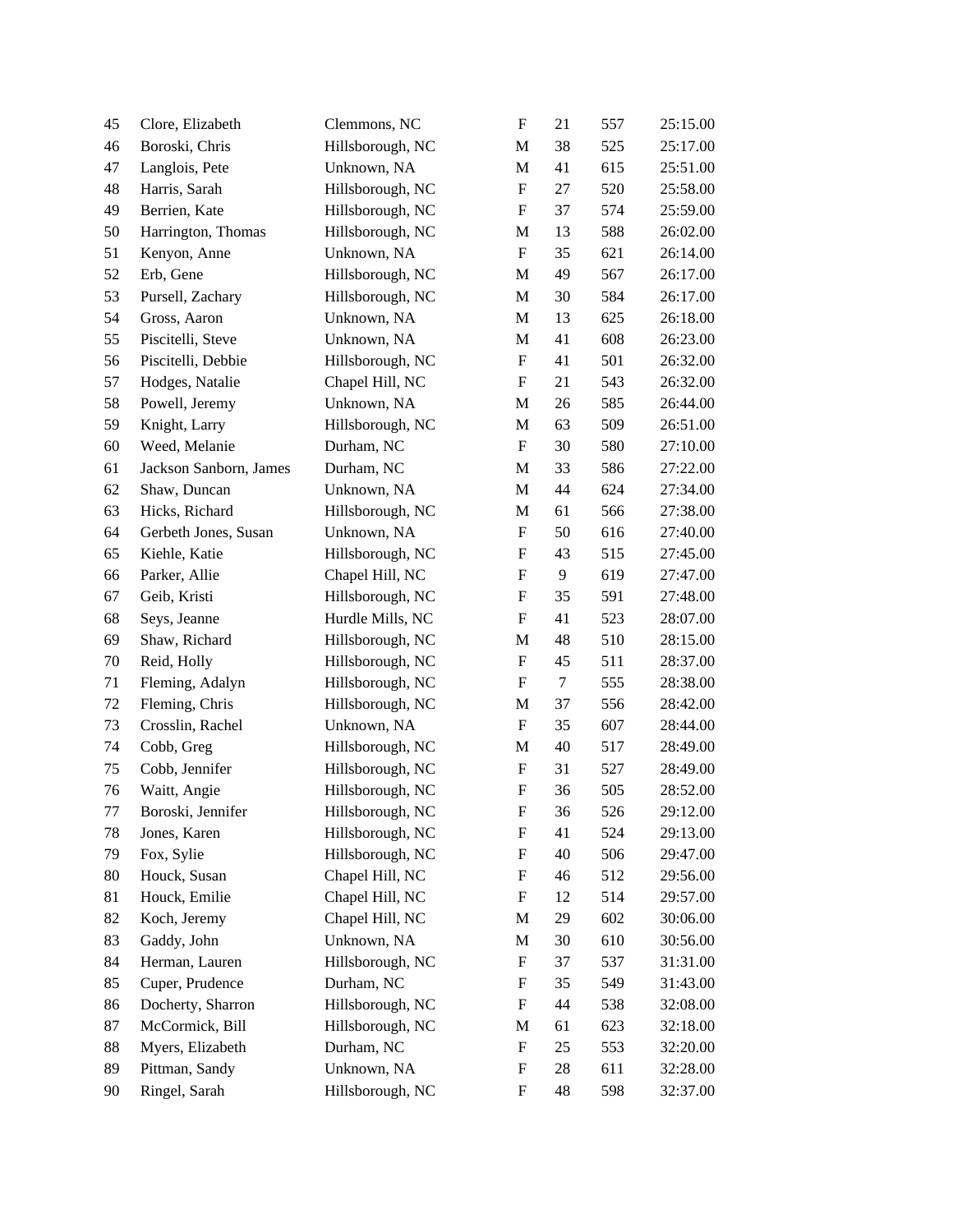| | | | | | | |
|---|---|---|---|---|---|---|
| 45 | Clore, Elizabeth | Clemmons, NC | F | 21 | 557 | 25:15.00 |
| 46 | Boroski, Chris | Hillsborough, NC | M | 38 | 525 | 25:17.00 |
| 47 | Langlois, Pete | Unknown, NA | M | 41 | 615 | 25:51.00 |
| 48 | Harris, Sarah | Hillsborough, NC | F | 27 | 520 | 25:58.00 |
| 49 | Berrien, Kate | Hillsborough, NC | F | 37 | 574 | 25:59.00 |
| 50 | Harrington, Thomas | Hillsborough, NC | M | 13 | 588 | 26:02.00 |
| 51 | Kenyon, Anne | Unknown, NA | F | 35 | 621 | 26:14.00 |
| 52 | Erb, Gene | Hillsborough, NC | M | 49 | 567 | 26:17.00 |
| 53 | Pursell, Zachary | Hillsborough, NC | M | 30 | 584 | 26:17.00 |
| 54 | Gross, Aaron | Unknown, NA | M | 13 | 625 | 26:18.00 |
| 55 | Piscitelli, Steve | Unknown, NA | M | 41 | 608 | 26:23.00 |
| 56 | Piscitelli, Debbie | Hillsborough, NC | F | 41 | 501 | 26:32.00 |
| 57 | Hodges, Natalie | Chapel Hill, NC | F | 21 | 543 | 26:32.00 |
| 58 | Powell, Jeremy | Unknown, NA | M | 26 | 585 | 26:44.00 |
| 59 | Knight, Larry | Hillsborough, NC | M | 63 | 509 | 26:51.00 |
| 60 | Weed, Melanie | Durham, NC | F | 30 | 580 | 27:10.00 |
| 61 | Jackson Sanborn, James | Durham, NC | M | 33 | 586 | 27:22.00 |
| 62 | Shaw, Duncan | Unknown, NA | M | 44 | 624 | 27:34.00 |
| 63 | Hicks, Richard | Hillsborough, NC | M | 61 | 566 | 27:38.00 |
| 64 | Gerbeth Jones, Susan | Unknown, NA | F | 50 | 616 | 27:40.00 |
| 65 | Kiehle, Katie | Hillsborough, NC | F | 43 | 515 | 27:45.00 |
| 66 | Parker, Allie | Chapel Hill, NC | F | 9 | 619 | 27:47.00 |
| 67 | Geib, Kristi | Hillsborough, NC | F | 35 | 591 | 27:48.00 |
| 68 | Seys, Jeanne | Hurdle Mills, NC | F | 41 | 523 | 28:07.00 |
| 69 | Shaw, Richard | Hillsborough, NC | M | 48 | 510 | 28:15.00 |
| 70 | Reid, Holly | Hillsborough, NC | F | 45 | 511 | 28:37.00 |
| 71 | Fleming, Adalyn | Hillsborough, NC | F | 7 | 555 | 28:38.00 |
| 72 | Fleming, Chris | Hillsborough, NC | M | 37 | 556 | 28:42.00 |
| 73 | Crosslin, Rachel | Unknown, NA | F | 35 | 607 | 28:44.00 |
| 74 | Cobb, Greg | Hillsborough, NC | M | 40 | 517 | 28:49.00 |
| 75 | Cobb, Jennifer | Hillsborough, NC | F | 31 | 527 | 28:49.00 |
| 76 | Waitt, Angie | Hillsborough, NC | F | 36 | 505 | 28:52.00 |
| 77 | Boroski, Jennifer | Hillsborough, NC | F | 36 | 526 | 29:12.00 |
| 78 | Jones, Karen | Hillsborough, NC | F | 41 | 524 | 29:13.00 |
| 79 | Fox, Sylie | Hillsborough, NC | F | 40 | 506 | 29:47.00 |
| 80 | Houck, Susan | Chapel Hill, NC | F | 46 | 512 | 29:56.00 |
| 81 | Houck, Emilie | Chapel Hill, NC | F | 12 | 514 | 29:57.00 |
| 82 | Koch, Jeremy | Chapel Hill, NC | M | 29 | 602 | 30:06.00 |
| 83 | Gaddy, John | Unknown, NA | M | 30 | 610 | 30:56.00 |
| 84 | Herman, Lauren | Hillsborough, NC | F | 37 | 537 | 31:31.00 |
| 85 | Cuper, Prudence | Durham, NC | F | 35 | 549 | 31:43.00 |
| 86 | Docherty, Sharron | Hillsborough, NC | F | 44 | 538 | 32:08.00 |
| 87 | McCormick, Bill | Hillsborough, NC | M | 61 | 623 | 32:18.00 |
| 88 | Myers, Elizabeth | Durham, NC | F | 25 | 553 | 32:20.00 |
| 89 | Pittman, Sandy | Unknown, NA | F | 28 | 611 | 32:28.00 |
| 90 | Ringel, Sarah | Hillsborough, NC | F | 48 | 598 | 32:37.00 |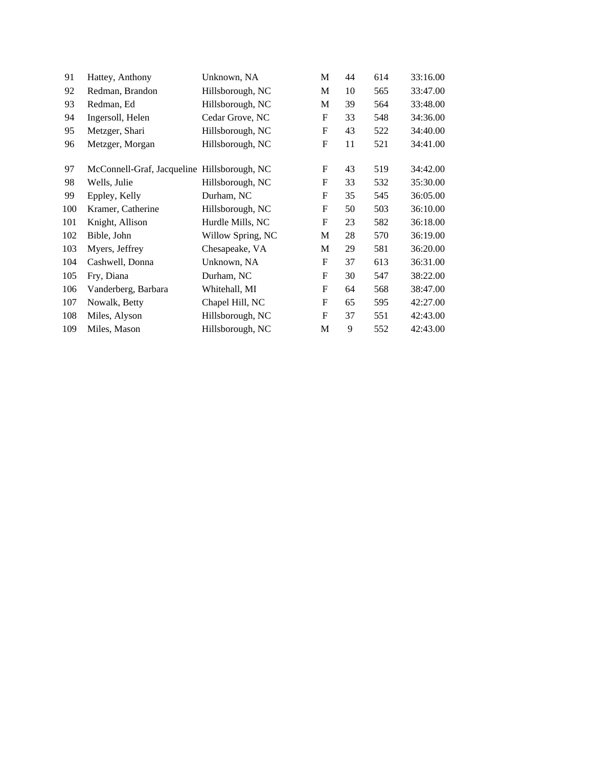| | | | | | | |
|---|---|---|---|---|---|---|
| 91 | Hattey, Anthony | Unknown, NA | M | 44 | 614 | 33:16.00 |
| 92 | Redman, Brandon | Hillsborough, NC | M | 10 | 565 | 33:47.00 |
| 93 | Redman, Ed | Hillsborough, NC | M | 39 | 564 | 33:48.00 |
| 94 | Ingersoll, Helen | Cedar Grove, NC | F | 33 | 548 | 34:36.00 |
| 95 | Metzger, Shari | Hillsborough, NC | F | 43 | 522 | 34:40.00 |
| 96 | Metzger, Morgan | Hillsborough, NC | F | 11 | 521 | 34:41.00 |
| 97 | McConnell-Graf, Jacqueline | Hillsborough, NC | F | 43 | 519 | 34:42.00 |
| 98 | Wells, Julie | Hillsborough, NC | F | 33 | 532 | 35:30.00 |
| 99 | Eppley, Kelly | Durham, NC | F | 35 | 545 | 36:05.00 |
| 100 | Kramer, Catherine | Hillsborough, NC | F | 50 | 503 | 36:10.00 |
| 101 | Knight, Allison | Hurdle Mills, NC | F | 23 | 582 | 36:18.00 |
| 102 | Bible, John | Willow Spring, NC | M | 28 | 570 | 36:19.00 |
| 103 | Myers, Jeffrey | Chesapeake, VA | M | 29 | 581 | 36:20.00 |
| 104 | Cashwell, Donna | Unknown, NA | F | 37 | 613 | 36:31.00 |
| 105 | Fry, Diana | Durham, NC | F | 30 | 547 | 38:22.00 |
| 106 | Vanderberg, Barbara | Whitehall, MI | F | 64 | 568 | 38:47.00 |
| 107 | Nowalk, Betty | Chapel Hill, NC | F | 65 | 595 | 42:27.00 |
| 108 | Miles, Alyson | Hillsborough, NC | F | 37 | 551 | 42:43.00 |
| 109 | Miles, Mason | Hillsborough, NC | M | 9 | 552 | 42:43.00 |